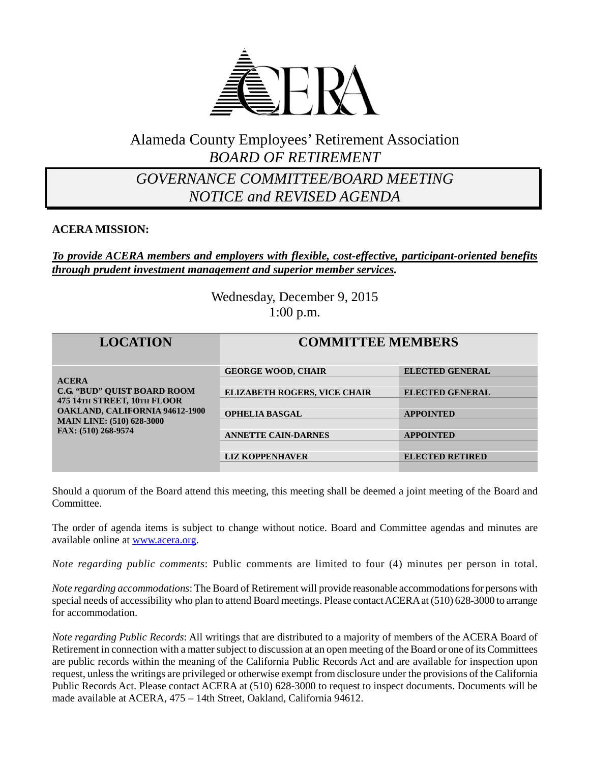# Alameda County Employees' Retirement Association

## *BOARD OF RETIREMENT*

## *GOVERNANCE COMMITTEE/BOARD MEETING NOTICE and REVISED AGENDA*

**ACERA MISSION:**

***To provide ACERA members and employers with flexible, cost-effective, participant-oriented benefits through prudent investment management and superior member services.***

Wednesday, December 9, 2015
1:00 p.m.

| LOCATION | COMMITTEE MEMBERS | |
|---|---|---|
| **ACERA**<br>**C.G. "BUD" QUIST BOARD ROOM**<br>**475 14TH STREET, 10TH FLOOR**<br>**OAKLAND, CALIFORNIA 94612-1900**<br>**MAIN LINE: (510) 628-3000**<br>**FAX: (510) 268-9574** | **GEORGE WOOD, CHAIR** | **ELECTED GENERAL** |
| | **ELIZABETH ROGERS, VICE CHAIR** | **ELECTED GENERAL** |
| | **OPHELIA BASGAL** | **APPOINTED** |
| | **ANNETTE CAIN-DARNES** | **APPOINTED** |
| | **LIZ KOPPENHAVER** | **ELECTED RETIRED** |

Should a quorum of the Board attend this meeting, this meeting shall be deemed a joint meeting of the Board and Committee.

The order of agenda items is subject to change without notice. Board and Committee agendas and minutes are available online at www.acera.org.

*Note regarding public comments*: Public comments are limited to four (4) minutes per person in total.

*Note regarding accommodations*: The Board of Retirement will provide reasonable accommodations for persons with special needs of accessibility who plan to attend Board meetings. Please contact ACERA at (510) 628-3000 to arrange for accommodation.

*Note regarding Public Records*: All writings that are distributed to a majority of members of the ACERA Board of Retirement in connection with a matter subject to discussion at an open meeting of the Board or one of its Committees are public records within the meaning of the California Public Records Act and are available for inspection upon request, unless the writings are privileged or otherwise exempt from disclosure under the provisions of the California Public Records Act. Please contact ACERA at (510) 628-3000 to request to inspect documents. Documents will be made available at ACERA, 475 – 14th Street, Oakland, California 94612.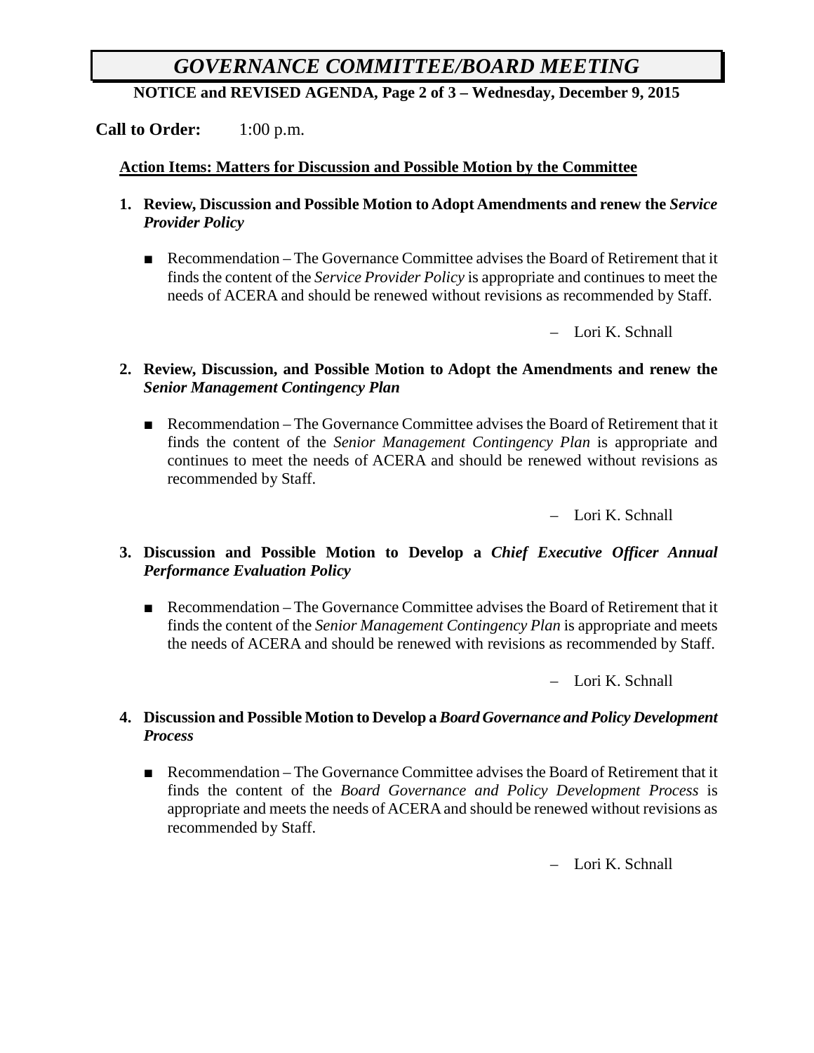# *GOVERNANCE COMMITTEE/BOARD MEETING*

**NOTICE and REVISED AGENDA, Page 2 of 3 – Wednesday, December 9, 2015**

**Call to Order:** 1:00 p.m.

**Action Items: Matters for Discussion and Possible Motion by the Committee**

**1. Review, Discussion and Possible Motion to Adopt Amendments and renew the *Service Provider Policy***

- Recommendation – The Governance Committee advises the Board of Retirement that it finds the content of the *Service Provider Policy* is appropriate and continues to meet the needs of ACERA and should be renewed without revisions as recommended by Staff.

– Lori K. Schnall

**2. Review, Discussion, and Possible Motion to Adopt the Amendments and renew the *Senior Management Contingency Plan***

- Recommendation – The Governance Committee advises the Board of Retirement that it finds the content of the *Senior Management Contingency Plan* is appropriate and continues to meet the needs of ACERA and should be renewed without revisions as recommended by Staff.

– Lori K. Schnall

**3. Discussion and Possible Motion to Develop a *Chief Executive Officer Annual Performance Evaluation Policy***

- Recommendation – The Governance Committee advises the Board of Retirement that it finds the content of the *Senior Management Contingency Plan* is appropriate and meets the needs of ACERA and should be renewed with revisions as recommended by Staff.

– Lori K. Schnall

**4. Discussion and Possible Motion to Develop a *Board Governance and Policy Development Process***

- Recommendation – The Governance Committee advises the Board of Retirement that it finds the content of the *Board Governance and Policy Development Process* is appropriate and meets the needs of ACERA and should be renewed without revisions as recommended by Staff.

– Lori K. Schnall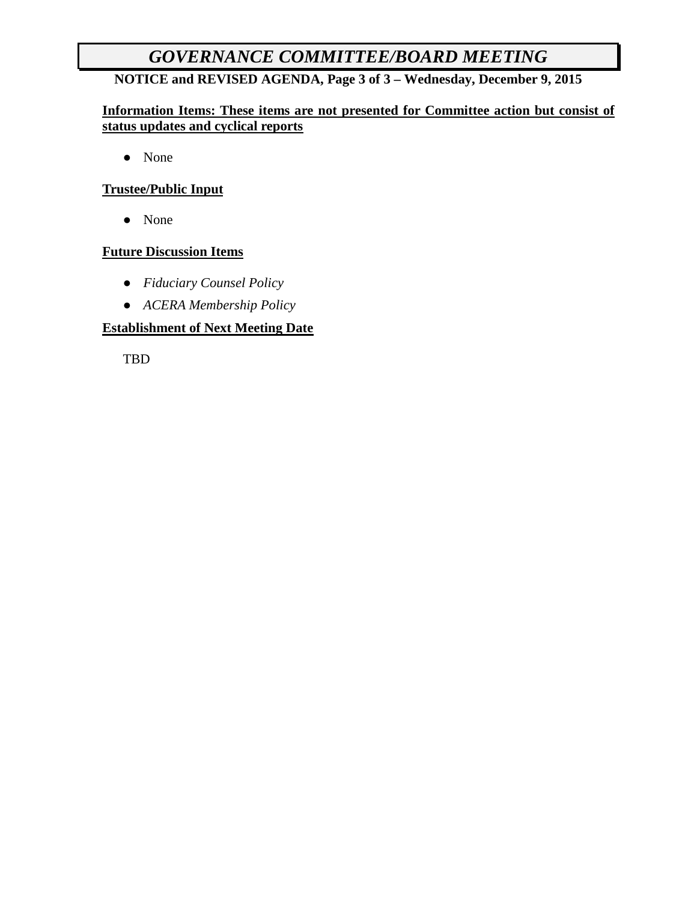# *GOVERNANCE COMMITTEE/BOARD MEETING*

**NOTICE and REVISED AGENDA, Page 3 of 3 – Wednesday, December 9, 2015**

**Information Items: These items are not presented for Committee action but consist of status updates and cyclical reports**

- None

**Trustee/Public Input**

- None

**Future Discussion Items**

- *Fiduciary Counsel Policy*
- *ACERA Membership Policy*

**Establishment of Next Meeting Date**

TBD